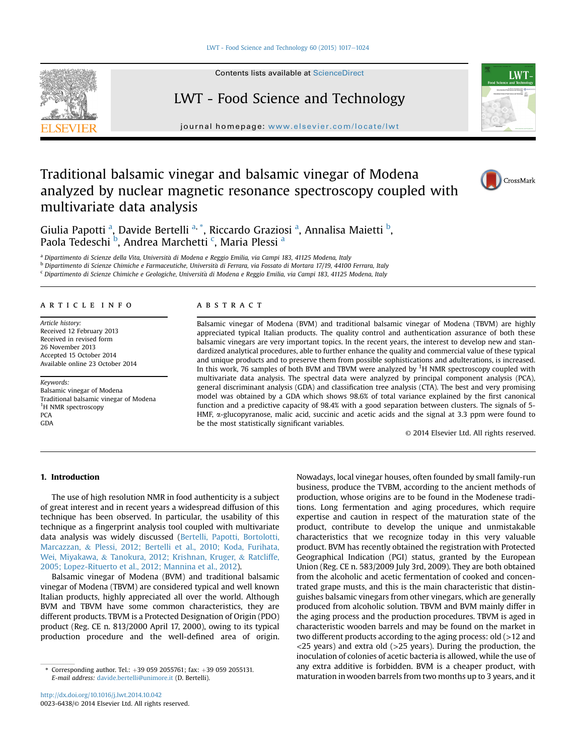# Traditional balsamic vinegar and balsamic vinegar of Modena analyzed by nuclear magnetic resonance spectroscopy coupled with multivariate data analysis

Giulia Papotti [a], Davide Bertelli [a,*], Riccardo Graziosi [a], Annalisa Maietti [b], Paola Tedeschi [b], Andrea Marchetti [c], Maria Plessi [a]

[a] Dipartimento di Scienze della Vita, Università di Modena e Reggio Emilia, via Campi 183, 41125 Modena, Italy
[b] Dipartimento di Scienze Chimiche e Farmaceutiche, Università di Ferrara, via Fossato di Mortara 17/19, 44100 Ferrara, Italy
[c] Dipartimento di Scienze Chimiche e Geologiche, Università di Modena e Reggio Emilia, via Campi 183, 41125 Modena, Italy

## ARTICLE INFO

*Article history:*
Received 12 February 2013
Received in revised form
26 November 2013
Accepted 15 October 2014
Available online 23 October 2014

*Keywords:*
Balsamic vinegar of Modena
Traditional balsamic vinegar of Modena
$^{1}$H NMR spectroscopy
PCA
GDA

## ABSTRACT

Balsamic vinegar of Modena (BVM) and traditional balsamic vinegar of Modena (TBVM) are highly appreciated typical Italian products. The quality control and authentication assurance of both these balsamic vinegars are very important topics. In the recent years, the interest to develop new and standardized analytical procedures, able to further enhance the quality and commercial value of these typical and unique products and to preserve them from possible sophistications and adulterations, is increased. In this work, 76 samples of both BVM and TBVM were analyzed by $^{1}$H NMR spectroscopy coupled with multivariate data analysis. The spectral data were analyzed by principal component analysis (PCA), general discriminant analysis (GDA) and classification tree analysis (CTA). The best and very promising model was obtained by a GDA which shows 98.6% of total variance explained by the first canonical function and a predictive capacity of 98.4% with a good separation between clusters. The signals of 5-HMF, α-glucopyranose, malic acid, succinic and acetic acids and the signal at 3.3 ppm were found to be the most statistically significant variables.

© 2014 Elsevier Ltd. All rights reserved.

## 1. Introduction

The use of high resolution NMR in food authenticity is a subject of great interest and in recent years a widespread diffusion of this technique has been observed. In particular, the usability of this technique as a fingerprint analysis tool coupled with multivariate data analysis was widely discussed (Bertelli, Papotti, Bortolotti, Marcazzan, & Plessi, 2012; Bertelli et al., 2010; Koda, Furihata, Wei, Miyakawa, & Tanokura, 2012; Krishnan, Kruger, & Ratcliffe, 2005; Lopez-Rituerto et al., 2012; Mannina et al., 2012).

Balsamic vinegar of Modena (BVM) and traditional balsamic vinegar of Modena (TBVM) are considered typical and well known Italian products, highly appreciated all over the world. Although BVM and TBVM have some common characteristics, they are different products. TBVM is a Protected Designation of Origin (PDO) product (Reg. CE n. 813/2000 April 17, 2000), owing to its typical production procedure and the well-defined area of origin. Nowadays, local vinegar houses, often founded by small family-run business, produce the TVBM, according to the ancient methods of production, whose origins are to be found in the Modenese traditions. Long fermentation and aging procedures, which require expertise and caution in respect of the maturation state of the product, contribute to develop the unique and unmistakable characteristics that we recognize today in this very valuable product. BVM has recently obtained the registration with Protected Geographical Indication (PGI) status, granted by the European Union (Reg. CE n. 583/2009 July 3rd, 2009). They are both obtained from the alcoholic and acetic fermentation of cooked and concentrated grape musts, and this is the main characteristic that distinguishes balsamic vinegars from other vinegars, which are generally produced from alcoholic solution. TBVM and BVM mainly differ in the aging process and the production procedures. TBVM is aged in characteristic wooden barrels and may be found on the market in two different products according to the aging process: old (>12 and <25 years) and extra old (>25 years). During the production, the inoculation of colonies of acetic bacteria is allowed, while the use of any extra additive is forbidden. BVM is a cheaper product, with maturation in wooden barrels from two months up to 3 years, and it

\* Corresponding author. Tel.: +39 059 2055761; fax: +39 059 2055131.
*E-mail address:* davide.bertelli@unimore.it (D. Bertelli).

http://dx.doi.org/10.1016/j.lwt.2014.10.042
0023-6438/© 2014 Elsevier Ltd. All rights reserved.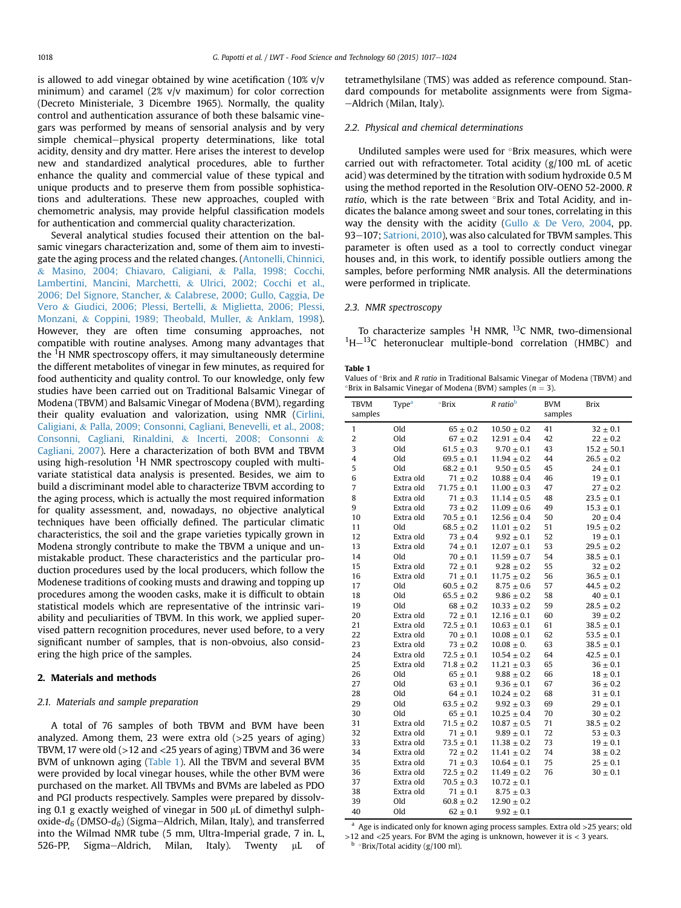is allowed to add vinegar obtained by wine acetification (10% v/v minimum) and caramel (2% v/v maximum) for color correction (Decreto Ministeriale, 3 Dicembre 1965). Normally, the quality control and authentication assurance of both these balsamic vinegars was performed by means of sensorial analysis and by very simple chemical–physical property determinations, like total acidity, density and dry matter. Here arises the interest to develop new and standardized analytical procedures, able to further enhance the quality and commercial value of these typical and unique products and to preserve them from possible sophistications and adulterations. These new approaches, coupled with chemometric analysis, may provide helpful classification models for authentication and commercial quality characterization.

Several analytical studies focused their attention on the balsamic vinegars characterization and, some of them aim to investigate the aging process and the related changes. (Antonelli, Chinnici, & Masino, 2004; Chiavaro, Caligiani, & Palla, 1998; Cocchi, Lambertini, Mancini, Marchetti, & Ulrici, 2002; Cocchi et al., 2006; Del Signore, Stancher, & Calabrese, 2000; Gullo, Caggia, De Vero & Giudici, 2006; Plessi, Bertelli, & Miglietta, 2006; Plessi, Monzani, & Coppini, 1989; Theobald, Muller, & Anklam, 1998). However, they are often time consuming approaches, not compatible with routine analyses. Among many advantages that the $^{1}$H NMR spectroscopy offers, it may simultaneously determine the different metabolites of vinegar in few minutes, as required for food authenticity and quality control. To our knowledge, only few studies have been carried out on Traditional Balsamic Vinegar of Modena (TBVM) and Balsamic Vinegar of Modena (BVM), regarding their quality evaluation and valorization, using NMR (Cirlini, Caligiani, & Palla, 2009; Consonni, Cagliani, Benevelli, et al., 2008; Consonni, Cagliani, Rinaldini, & Incerti, 2008; Consonni & Cagliani, 2007). Here a characterization of both BVM and TBVM using high-resolution $^{1}$H NMR spectroscopy coupled with multivariate statistical data analysis is presented. Besides, we aim to build a discriminant model able to characterize TBVM according to the aging process, which is actually the most required information for quality assessment, and, nowadays, no objective analytical techniques have been officially defined. The particular climatic characteristics, the soil and the grape varieties typically grown in Modena strongly contribute to make the TBVM a unique and unmistakable product. These characteristics and the particular production procedures used by the local producers, which follow the Modenese traditions of cooking musts and drawing and topping up procedures among the wooden casks, make it is difficult to obtain statistical models which are representative of the intrinsic variability and peculiarities of TBVM. In this work, we applied supervised pattern recognition procedures, never used before, to a very significant number of samples, that is non-obvoius, also considering the high price of the samples.

## 2. Materials and methods

### 2.1. Materials and sample preparation

A total of 76 samples of both TBVM and BVM have been analyzed. Among them, 23 were extra old (>25 years of aging) TBVM, 17 were old (>12 and <25 years of aging) TBVM and 36 were BVM of unknown aging (Table 1). All the TBVM and several BVM were provided by local vinegar houses, while the other BVM were purchased on the market. All TBVMs and BVMs are labeled as PDO and PGI products respectively. Samples were prepared by dissolving 0.1 g exactly weighed of vinegar in 500 μL of dimethyl sulphoxide-$d_6$ (DMSO-$d_6$) (Sigma–Aldrich, Milan, Italy), and transferred into the Wilmad NMR tube (5 mm, Ultra-Imperial grade, 7 in. L, 526-PP, Sigma–Aldrich, Milan, Italy). Twenty μL of tetramethylsilane (TMS) was added as reference compound. Standard compounds for metabolite assignments were from Sigma–Aldrich (Milan, Italy).

### 2.2. Physical and chemical determinations

Undiluted samples were used for °Brix measures, which were carried out with refractometer. Total acidity (g/100 mL of acetic acid) was determined by the titration with sodium hydroxide 0.5 M using the method reported in the Resolution OIV-OENO 52-2000. *R ratio*, which is the rate between °Brix and Total Acidity, and indicates the balance among sweet and sour tones, correlating in this way the density with the acidity (Gullo & De Vero, 2004, pp. 93–107; Satrioni, 2010), was also calculated for TBVM samples. This parameter is often used as a tool to correctly conduct vinegar houses and, in this work, to identify possible outliers among the samples, before performing NMR analysis. All the determinations were performed in triplicate.

### 2.3. NMR spectroscopy

To characterize samples $^{1}$H NMR, $^{13}$C NMR, two-dimensional $^{1}$H–$^{13}$C heteronuclear multiple-bond correlation (HMBC) and

**Table 1**
Values of °Brix and *R ratio* in Traditional Balsamic Vinegar of Modena (TBVM) and °Brix in Balsamic Vinegar of Modena (BVM) samples ($n = 3$).

| TBVM samples | Type[a] | °Brix | *R ratio*[b] | BVM samples | Brix |
|---|---|---|---|---|---|
| 1 | Old | 65 ± 0.2 | 10.50 ± 0.2 | 41 | 32 ± 0.1 |
| 2 | Old | 67 ± 0.2 | 12.91 ± 0.4 | 42 | 22 ± 0.2 |
| 3 | Old | 61.5 ± 0.3 | 9.70 ± 0.1 | 43 | 15.2 ± 50.1 |
| 4 | Old | 69.5 ± 0.2 | 11.94 ± 0.2 | 44 | 26.5 ± 0.2 |
| 5 | Old | 68.2 ± 0.1 | 9.50 ± 0.5 | 45 | 24 ± 0.1 |
| 6 | Extra old | 71 ± 0.2 | 10.88 ± 0.4 | 46 | 19 ± 0.1 |
| 7 | Extra old | 71.75 ± 0.1 | 11.00 ± 0.3 | 47 | 27 ± 0.2 |
| 8 | Extra old | 71 ± 0.3 | 11.14 ± 0.5 | 48 | 23.5 ± 0.1 |
| 9 | Extra old | 73 ± 0.2 | 11.09 ± 0.6 | 49 | 15.3 ± 0.1 |
| 10 | Extra old | 70.5 ± 0.1 | 12.56 ± 0.4 | 50 | 20 ± 0.4 |
| 11 | Old | 68.5 ± 0.2 | 11.01 ± 0.2 | 51 | 19.5 ± 0.2 |
| 12 | Extra old | 73 ± 0.4 | 9.92 ± 0.1 | 52 | 19 ± 0.1 |
| 13 | Extra old | 74 ± 0.1 | 12.07 ± 0.1 | 53 | 29.5 ± 0.2 |
| 14 | Old | 70 ± 0.1 | 11.59 ± 0.7 | 54 | 38.5 ± 0.1 |
| 15 | Extra old | 72 ± 0.1 | 9.28 ± 0.2 | 55 | 32 ± 0.2 |
| 16 | Extra old | 71 ± 0.1 | 11.75 ± 0.2 | 56 | 36.5 ± 0.1 |
| 17 | Old | 60.5 ± 0.2 | 8.75 ± 0.6 | 57 | 44.5 ± 0.2 |
| 18 | Old | 65.5 ± 0.2 | 9.86 ± 0.2 | 58 | 40 ± 0.1 |
| 19 | Old | 68 ± 0.2 | 10.33 ± 0.2 | 59 | 28.5 ± 0.2 |
| 20 | Extra old | 72 ± 0.1 | 12.16 ± 0.1 | 60 | 39 ± 0.2 |
| 21 | Extra old | 72.5 ± 0.1 | 10.63 ± 0.1 | 61 | 38.5 ± 0.1 |
| 22 | Extra old | 70 ± 0.1 | 10.08 ± 0.1 | 62 | 53.5 ± 0.1 |
| 23 | Extra old | 73 ± 0.2 | 10.08 ± 0. | 63 | 38.5 ± 0.1 |
| 24 | Extra old | 72.5 ± 0.1 | 10.54 ± 0.2 | 64 | 42.5 ± 0.1 |
| 25 | Extra old | 71.8 ± 0.2 | 11.21 ± 0.3 | 65 | 36 ± 0.1 |
| 26 | Old | 65 ± 0.1 | 9.88 ± 0.2 | 66 | 18 ± 0.1 |
| 27 | Old | 63 ± 0.1 | 9.36 ± 0.1 | 67 | 36 ± 0.2 |
| 28 | Old | 64 ± 0.1 | 10.24 ± 0.2 | 68 | 31 ± 0.1 |
| 29 | Old | 63.5 ± 0.2 | 9.92 ± 0.3 | 69 | 29 ± 0.1 |
| 30 | Old | 65 ± 0.1 | 10.25 ± 0.4 | 70 | 30 ± 0.2 |
| 31 | Extra old | 71.5 ± 0.2 | 10.87 ± 0.5 | 71 | 38.5 ± 0.2 |
| 32 | Extra old | 71 ± 0.1 | 9.89 ± 0.1 | 72 | 53 ± 0.3 |
| 33 | Extra old | 73.5 ± 0.1 | 11.38 ± 0.2 | 73 | 19 ± 0.1 |
| 34 | Extra old | 72 ± 0.2 | 11.41 ± 0.2 | 74 | 38 ± 0.2 |
| 35 | Extra old | 71 ± 0.3 | 10.64 ± 0.1 | 75 | 25 ± 0.1 |
| 36 | Extra old | 72.5 ± 0.2 | 11.49 ± 0.2 | 76 | 30 ± 0.1 |
| 37 | Extra old | 70.5 ± 0.3 | 10.72 ± 0.1 | | |
| 38 | Extra old | 71 ± 0.1 | 8.75 ± 0.3 | | |
| 39 | Old | 60.8 ± 0.2 | 12.90 ± 0.2 | | |
| 40 | Old | 62 ± 0.1 | 9.92 ± 0.1 | | |

[a] Age is indicated only for known aging process samples. Extra old >25 years; old >12 and <25 years. For BVM the aging is unknown, however it is < 3 years.
[b] °Brix/Total acidity (g/100 ml).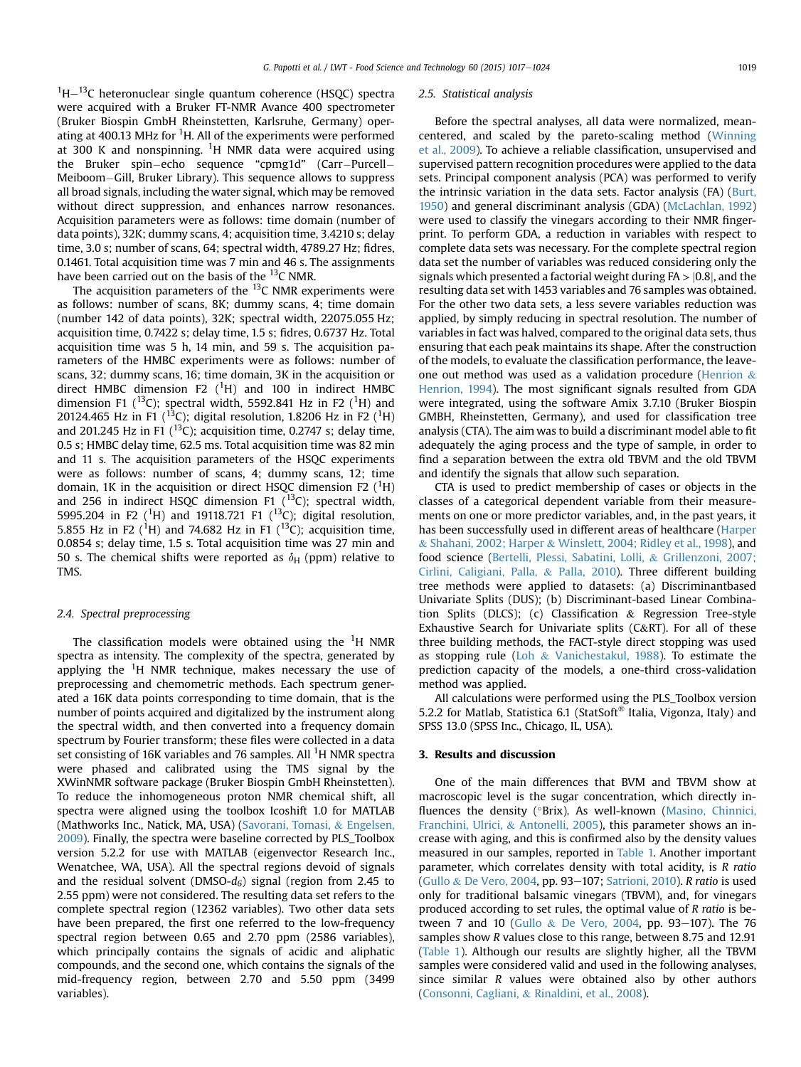$^1H-^{13}C$ heteronuclear single quantum coherence (HSQC) spectra were acquired with a Bruker FT-NMR Avance 400 spectrometer (Bruker Biospin GmbH Rheinstetten, Karlsruhe, Germany) operating at 400.13 MHz for $^1H$. All of the experiments were performed at 300 K and nonspinning. $^1H$ NMR data were acquired using the Bruker spin–echo sequence "cpmg1d" (Carr–Purcell–Meiboom–Gill, Bruker Library). This sequence allows to suppress all broad signals, including the water signal, which may be removed without direct suppression, and enhances narrow resonances. Acquisition parameters were as follows: time domain (number of data points), 32K; dummy scans, 4; acquisition time, 3.4210 s; delay time, 3.0 s; number of scans, 64; spectral width, 4789.27 Hz; fidres, 0.1461. Total acquisition time was 7 min and 46 s. The assignments have been carried out on the basis of the $^{13}C$ NMR.

The acquisition parameters of the $^{13}C$ NMR experiments were as follows: number of scans, 8K; dummy scans, 4; time domain (number 142 of data points), 32K; spectral width, 22075.055 Hz; acquisition time, 0.7422 s; delay time, 1.5 s; fidres, 0.6737 Hz. Total acquisition time was 5 h, 14 min, and 59 s. The acquisition parameters of the HMBC experiments were as follows: number of scans, 32; dummy scans, 16; time domain, 3K in the acquisition or direct HMBC dimension F2 ($^1H$) and 100 in indirect HMBC dimension F1 ($^{13}C$); spectral width, 5592.841 Hz in F2 ($^1H$) and 20124.465 Hz in F1 ($^{13}C$); digital resolution, 1.8206 Hz in F2 ($^1H$) and 201.245 Hz in F1 ($^{13}C$); acquisition time, 0.2747 s; delay time, 0.5 s; HMBC delay time, 62.5 ms. Total acquisition time was 82 min and 11 s. The acquisition parameters of the HSQC experiments were as follows: number of scans, 4; dummy scans, 12; time domain, 1K in the acquisition or direct HSQC dimension F2 ($^1H$) and 256 in indirect HSQC dimension F1 ($^{13}C$); spectral width, 5995.204 in F2 ($^1H$) and 19118.721 F1 ($^{13}C$); digital resolution, 5.855 Hz in F2 ($^1H$) and 74.682 Hz in F1 ($^{13}C$); acquisition time, 0.0854 s; delay time, 1.5 s. Total acquisition time was 27 min and 50 s. The chemical shifts were reported as $\delta_H$ (ppm) relative to TMS.

### 2.4. Spectral preprocessing

The classification models were obtained using the $^1H$ NMR spectra as intensity. The complexity of the spectra, generated by applying the $^1H$ NMR technique, makes necessary the use of preprocessing and chemometric methods. Each spectrum generated a 16K data points corresponding to time domain, that is the number of points acquired and digitalized by the instrument along the spectral width, and then converted into a frequency domain spectrum by Fourier transform; these files were collected in a data set consisting of 16K variables and 76 samples. All $^1H$ NMR spectra were phased and calibrated using the TMS signal by the XWinNMR software package (Bruker Biospin GmbH Rheinstetten). To reduce the inhomogeneous proton NMR chemical shift, all spectra were aligned using the toolbox Icoshift 1.0 for MATLAB (Mathworks Inc., Natick, MA, USA) (Savorani, Tomasi, & Engelsen, 2009). Finally, the spectra were baseline corrected by PLS_Toolbox version 5.2.2 for use with MATLAB (eigenvector Research Inc., Wenatchee, WA, USA). All the spectral regions devoid of signals and the residual solvent (DMSO-$d_6$) signal (region from 2.45 to 2.55 ppm) were not considered. The resulting data set refers to the complete spectral region (12362 variables). Two other data sets have been prepared, the first one referred to the low-frequency spectral region between 0.65 and 2.70 ppm (2586 variables), which principally contains the signals of acidic and aliphatic compounds, and the second one, which contains the signals of the mid-frequency region, between 2.70 and 5.50 ppm (3499 variables).

### 2.5. Statistical analysis

Before the spectral analyses, all data were normalized, mean-centered, and scaled by the pareto-scaling method (Winning et al., 2009). To achieve a reliable classification, unsupervised and supervised pattern recognition procedures were applied to the data sets. Principal component analysis (PCA) was performed to verify the intrinsic variation in the data sets. Factor analysis (FA) (Burt, 1950) and general discriminant analysis (GDA) (McLachlan, 1992) were used to classify the vinegars according to their NMR fingerprint. To perform GDA, a reduction in variables with respect to complete data sets was necessary. For the complete spectral region data set the number of variables was reduced considering only the signals which presented a factorial weight during FA > |0.8|, and the resulting data set with 1453 variables and 76 samples was obtained. For the other two data sets, a less severe variables reduction was applied, by simply reducing in spectral resolution. The number of variables in fact was halved, compared to the original data sets, thus ensuring that each peak maintains its shape. After the construction of the models, to evaluate the classification performance, the leave-one out method was used as a validation procedure (Henrion & Henrion, 1994). The most significant signals resulted from GDA were integrated, using the software Amix 3.7.10 (Bruker Biospin GMBH, Rheinstetten, Germany), and used for classification tree analysis (CTA). The aim was to build a discriminant model able to fit adequately the aging process and the type of sample, in order to find a separation between the extra old TBVM and the old TBVM and identify the signals that allow such separation.

CTA is used to predict membership of cases or objects in the classes of a categorical dependent variable from their measurements on one or more predictor variables, and, in the past years, it has been successfully used in different areas of healthcare (Harper & Shahani, 2002; Harper & Winslett, 2004; Ridley et al., 1998), and food science (Bertelli, Plessi, Sabatini, Lolli, & Grillenzoni, 2007; Cirlini, Caligiani, Palla, & Palla, 2010). Three different building tree methods were applied to datasets: (a) Discriminantbased Univariate Splits (DUS); (b) Discriminant-based Linear Combination Splits (DLCS); (c) Classification & Regression Tree-style Exhaustive Search for Univariate splits (C&RT). For all of these three building methods, the FACT-style direct stopping was used as stopping rule (Loh & Vanichestakul, 1988). To estimate the prediction capacity of the models, a one-third cross-validation method was applied.

All calculations were performed using the PLS_Toolbox version 5.2.2 for Matlab, Statistica 6.1 (StatSoft® Italia, Vigonza, Italy) and SPSS 13.0 (SPSS Inc., Chicago, IL, USA).

## 3. Results and discussion

One of the main differences that BVM and TBVM show at macroscopic level is the sugar concentration, which directly influences the density (°Brix). As well-known (Masino, Chinnici, Franchini, Ulrici, & Antonelli, 2005), this parameter shows an increase with aging, and this is confirmed also by the density values measured in our samples, reported in Table 1. Another important parameter, which correlates density with total acidity, is *R ratio* (Gullo & De Vero, 2004, pp. 93–107; Satrioni, 2010). *R ratio* is used only for traditional balsamic vinegars (TBVM), and, for vinegars produced according to set rules, the optimal value of *R ratio* is between 7 and 10 (Gullo & De Vero, 2004, pp. 93–107). The 76 samples show *R* values close to this range, between 8.75 and 12.91 (Table 1). Although our results are slightly higher, all the TBVM samples were considered valid and used in the following analyses, since similar *R* values were obtained also by other authors (Consonni, Cagliani, & Rinaldini, et al., 2008).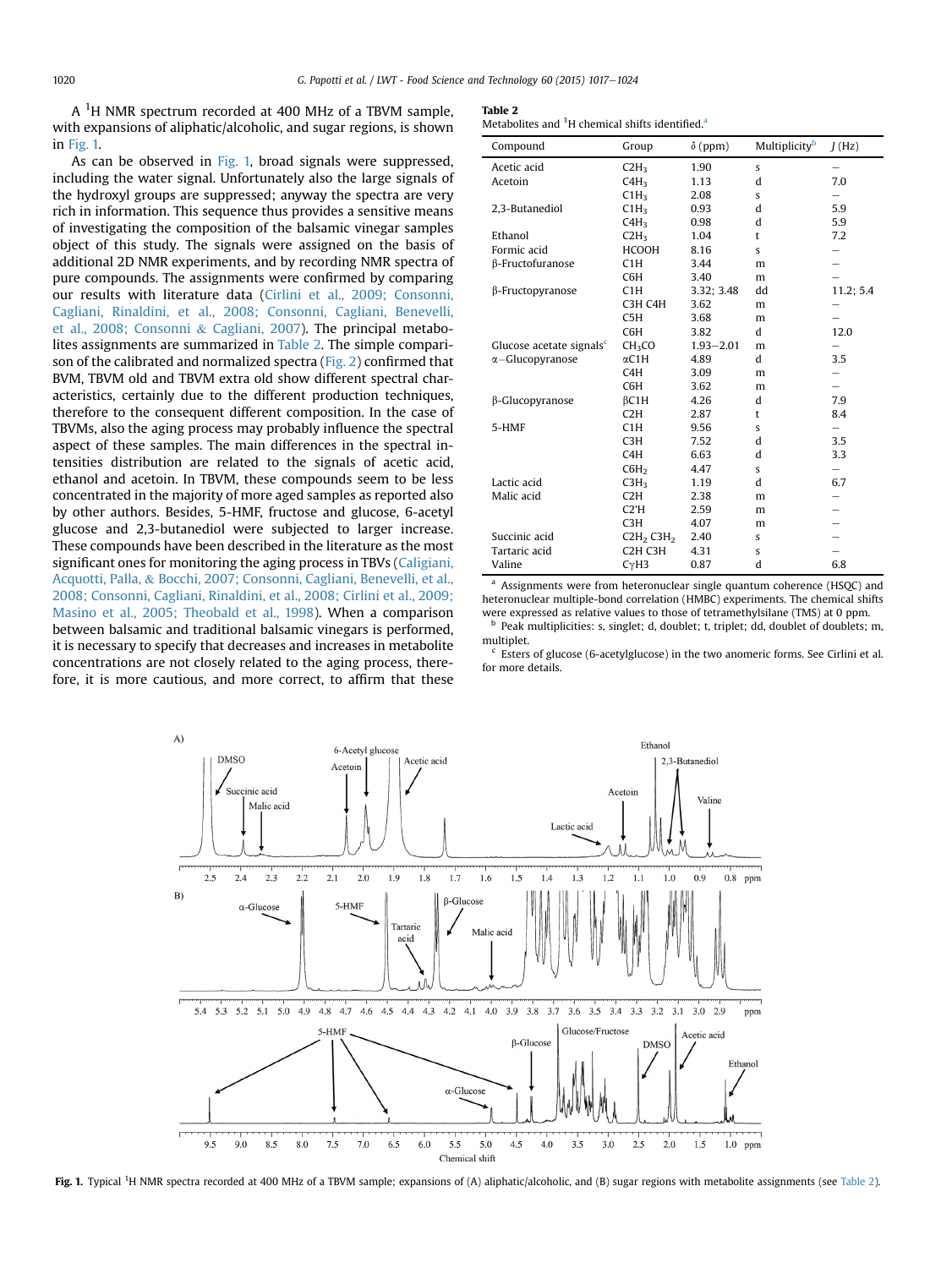A $^1$H NMR spectrum recorded at 400 MHz of a TBVM sample, with expansions of aliphatic/alcoholic, and sugar regions, is shown in Fig. 1.

As can be observed in Fig. 1, broad signals were suppressed, including the water signal. Unfortunately also the large signals of the hydroxyl groups are suppressed; anyway the spectra are very rich in information. This sequence thus provides a sensitive means of investigating the composition of the balsamic vinegar samples object of this study. The signals were assigned on the basis of additional 2D NMR experiments, and by recording NMR spectra of pure compounds. The assignments were confirmed by comparing our results with literature data (Cirlini et al., 2009; Consonni, Cagliani, Rinaldini, et al., 2008; Consonni, Cagliani, Benevelli, et al., 2008; Consonni & Cagliani, 2007). The principal metabolites assignments are summarized in Table 2. The simple comparison of the calibrated and normalized spectra (Fig. 2) confirmed that BVM, TBVM old and TBVM extra old show different spectral characteristics, certainly due to the different production techniques, therefore to the consequent different composition. In the case of TBVMs, also the aging process may probably influence the spectral aspect of these samples. The main differences in the spectral intensities distribution are related to the signals of acetic acid, ethanol and acetoin. In TBVM, these compounds seem to be less concentrated in the majority of more aged samples as reported also by other authors. Besides, 5-HMF, fructose and glucose, 6-acetyl glucose and 2,3-butanediol were subjected to larger increase. These compounds have been described in the literature as the most significant ones for monitoring the aging process in TBVs (Caligiani, Acquotti, Palla, & Bocchi, 2007; Consonni, Cagliani, Benevelli, et al., 2008; Consonni, Cagliani, Rinaldini, et al., 2008; Cirlini et al., 2009; Masino et al., 2005; Theobald et al., 1998). When a comparison between balsamic and traditional balsamic vinegars is performed, it is necessary to specify that decreases and increases in metabolite concentrations are not closely related to the aging process, therefore, it is more cautious, and more correct, to affirm that these

**Table 2**
Metabolites and $^1$H chemical shifts identified.[a]

| Compound | Group | $\delta$ (ppm) | Multiplicity[b] | $J$ (Hz) |
|---|---|---|---|---|
| Acetic acid | $C2H_3$ | 1.90 | s | – |
| Acetoin | $C4H_3$ | 1.13 | d | 7.0 |
| | $C1H_3$ | 2.08 | s | – |
| 2,3-Butanediol | $C1H_3$ | 0.93 | d | 5.9 |
| | $C4H_3$ | 0.98 | d | 5.9 |
| Ethanol | $C2H_3$ | 1.04 | t | 7.2 |
| Formic acid | HCOOH | 8.16 | s | – |
| β-Fructofuranose | C1H | 3.44 | m | – |
| | C6H | 3.40 | m | – |
| β-Fructopyranose | C1H | 3.32; 3.48 | dd | 11.2; 5.4 |
| | C3H C4H | 3.62 | m | – |
| | C5H | 3.68 | m | – |
| | C6H | 3.82 | d | 12.0 |
| Glucose acetate signals[c] | $CH_3CO$ | 1.93–2.01 | m | – |
| α–Glucopyranose | αC1H | 4.89 | d | 3.5 |
| | C4H | 3.09 | m | – |
| | C6H | 3.62 | m | – |
| β-Glucopyranose | βC1H | 4.26 | d | 7.9 |
| | C2H | 2.87 | t | 8.4 |
| 5-HMF | C1H | 9.56 | s | – |
| | C3H | 7.52 | d | 3.5 |
| | C4H | 6.63 | d | 3.3 |
| | $C6H_2$ | 4.47 | s | – |
| Lactic acid | $C3H_3$ | 1.19 | d | 6.7 |
| Malic acid | C2H | 2.38 | m | – |
| | C2'H | 2.59 | m | – |
| | C3H | 4.07 | m | – |
| Succinic acid | $C2H_2$ $C3H_2$ | 2.40 | s | – |
| Tartaric acid | C2H C3H | 4.31 | s | – |
| Valine | CγH3 | 0.87 | d | 6.8 |

[a] Assignments were from heteronuclear single quantum coherence (HSQC) and heteronuclear multiple-bond correlation (HMBC) experiments. The chemical shifts were expressed as relative values to those of tetramethylsilane (TMS) at 0 ppm.
[b] Peak multiplicities: s, singlet; d, doublet; t, triplet; dd, doublet of doublets; m, multiplet.
[c] Esters of glucose (6-acetylglucose) in the two anomeric forms. See Cirlini et al. for more details.

**Fig. 1.** Typical $^1$H NMR spectra recorded at 400 MHz of a TBVM sample; expansions of (A) aliphatic/alcoholic, and (B) sugar regions with metabolite assignments (see Table 2).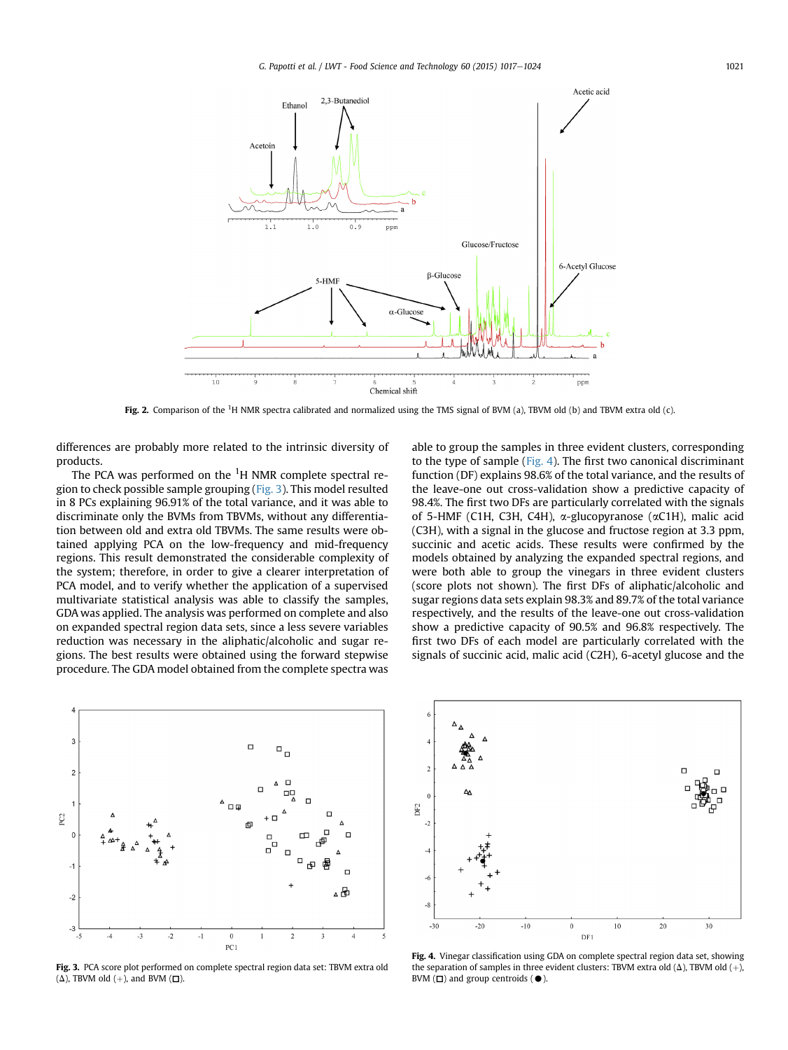Fig. 2. Comparison of the [1]H NMR spectra calibrated and normalized using the TMS signal of BVM (a), TBVM old (b) and TBVM extra old (c).

differences are probably more related to the intrinsic diversity of products.

The PCA was performed on the [1]H NMR complete spectral region to check possible sample grouping (Fig. 3). This model resulted in 8 PCs explaining 96.91% of the total variance, and it was able to discriminate only the BVMs from TBVMs, without any differentiation between old and extra old TBVMs. The same results were obtained applying PCA on the low-frequency and mid-frequency regions. This result demonstrated the considerable complexity of the system; therefore, in order to give a clearer interpretation of PCA model, and to verify whether the application of a supervised multivariate statistical analysis was able to classify the samples, GDA was applied. The analysis was performed on complete and also on expanded spectral region data sets, since a less severe variables reduction was necessary in the aliphatic/alcoholic and sugar regions. The best results were obtained using the forward stepwise procedure. The GDA model obtained from the complete spectra was able to group the samples in three evident clusters, corresponding to the type of sample (Fig. 4). The first two canonical discriminant function (DF) explains 98.6% of the total variance, and the results of the leave-one out cross-validation show a predictive capacity of 98.4%. The first two DFs are particularly correlated with the signals of 5-HMF (C1H, C3H, C4H), α-glucopyranose (αC1H), malic acid (C3H), with a signal in the glucose and fructose region at 3.3 ppm, succinic and acetic acids. These results were confirmed by the models obtained by analyzing the expanded spectral regions, and were both able to group the vinegars in three evident clusters (score plots not shown). The first DFs of aliphatic/alcoholic and sugar regions data sets explain 98.3% and 89.7% of the total variance respectively, and the results of the leave-one out cross-validation show a predictive capacity of 90.5% and 96.8% respectively. The first two DFs of each model are particularly correlated with the signals of succinic acid, malic acid (C2H), 6-acetyl glucose and the

Fig. 3. PCA score plot performed on complete spectral region data set: TBVM extra old (Δ), TBVM old (+), and BVM (□).

Fig. 4. Vinegar classification using GDA on complete spectral region data set, showing the separation of samples in three evident clusters: TBVM extra old (Δ), TBVM old (+), BVM (□) and group centroids (●).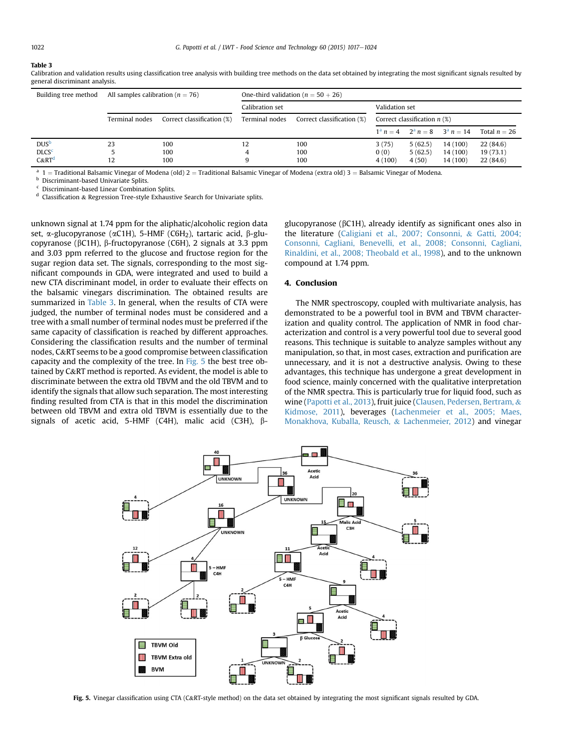**Table 3**
Calibration and validation results using classification tree analysis with building tree methods on the data set obtained by integrating the most significant signals resulted by general discriminant analysis.

| Building tree method | All samples calibration ($n = 76$) | | One-third validation ($n = 50 + 26$) | | | | | |
|---|---|---|---|---|---|---|---|---|
| | | | Calibration set | | Validation set | | | |
| | Terminal nodes | Correct classification (%) | Terminal nodes | Correct classification (%) | Correct classification n (%) | | | |
| | | | | | 1[a] $n = 4$ | 2[a] $n = 8$ | 3[a] $n = 14$ | Total $n = 26$ |
| DUS[b] | 23 | 100 | 12 | 100 | 3 (75) | 5 (62.5) | 14 (100) | 22 (84.6) |
| DLCS[c] | 5 | 100 | 4 | 100 | 0 (0) | 5 (62.5) | 14 (100) | 19 (73.1) |
| C&RT[d] | 12 | 100 | 9 | 100 | 4 (100) | 4 (50) | 14 (100) | 22 (84.6) |

[a] 1 = Traditional Balsamic Vinegar of Modena (old) 2 = Traditional Balsamic Vinegar of Modena (extra old) 3 = Balsamic Vinegar of Modena.
[b] Discriminant-based Univariate Splits.
[c] Discriminant-based Linear Combination Splits.
[d] Classification & Regression Tree-style Exhaustive Search for Univariate splits.

unknown signal at 1.74 ppm for the aliphatic/alcoholic region data set, α-glucopyranose (αC1H), 5-HMF ($C6H_2$), tartaric acid, β-glucopyranose (βC1H), β-fructopyranose (C6H), 2 signals at 3.3 ppm and 3.03 ppm referred to the glucose and fructose region for the sugar region data set. The signals, corresponding to the most significant compounds in GDA, were integrated and used to build a new CTA discriminant model, in order to evaluate their effects on the balsamic vinegars discrimination. The obtained results are summarized in Table 3. In general, when the results of CTA were judged, the number of terminal nodes must be considered and a tree with a small number of terminal nodes must be preferred if the same capacity of classification is reached by different approaches. Considering the classification results and the number of terminal nodes, C&RT seems to be a good compromise between classification capacity and the complexity of the tree. In Fig. 5 the best tree obtained by C&RT method is reported. As evident, the model is able to discriminate between the extra old TBVM and the old TBVM and to identify the signals that allow such separation. The most interesting finding resulted from CTA is that in this model the discrimination between old TBVM and extra old TBVM is essentially due to the signals of acetic acid, 5-HMF (C4H), malic acid (C3H), β-glucopyranose (βC1H), already identify as significant ones also in the literature (Caligiani et al., 2007; Consonni, & Gatti, 2004; Consonni, Cagliani, Benevelli, et al., 2008; Consonni, Cagliani, Rinaldini, et al., 2008; Theobald et al., 1998), and to the unknown compound at 1.74 ppm.

## 4. Conclusion

The NMR spectroscopy, coupled with multivariate analysis, has demonstrated to be a powerful tool in BVM and TBVM characterization and quality control. The application of NMR in food characterization and control is a very powerful tool due to several good reasons. This technique is suitable to analyze samples without any manipulation, so that, in most cases, extraction and purification are unnecessary, and it is not a destructive analysis. Owing to these advantages, this technique has undergone a great development in food science, mainly concerned with the qualitative interpretation of the NMR spectra. This is particularly true for liquid food, such as wine (Papotti et al., 2013), fruit juice (Clausen, Pedersen, Bertram, & Kidmose, 2011), beverages (Lachenmeier et al., 2005; Maes, Monakhova, Kuballa, Reusch, & Lachenmeier, 2012) and vinegar

**Fig. 5.** Vinegar classification using CTA (C&RT-style method) on the data set obtained by integrating the most significant signals resulted by GDA.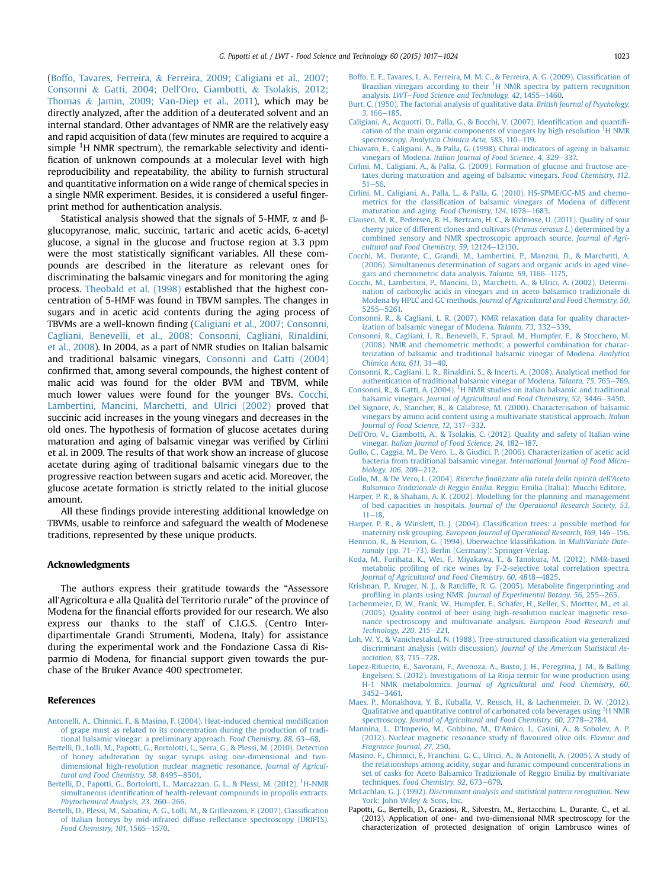(Boffo, Tavares, Ferreira, & Ferreira, 2009; Caligiani et al., 2007; Consonni & Gatti, 2004; Dell'Oro, Ciambotti, & Tsolakis, 2012; Thomas & Jamin, 2009; Van-Diep et al., 2011), which may be directly analyzed, after the addition of a deuterated solvent and an internal standard. Other advantages of NMR are the relatively easy and rapid acquisition of data (few minutes are required to acquire a simple $^{1}$H NMR spectrum), the remarkable selectivity and identification of unknown compounds at a molecular level with high reproducibility and repeatability, the ability to furnish structural and quantitative information on a wide range of chemical species in a single NMR experiment. Besides, it is considered a useful fingerprint method for authentication analysis.

Statistical analysis showed that the signals of 5-HMF, α and β-glucopyranose, malic, succinic, tartaric and acetic acids, 6-acetyl glucose, a signal in the glucose and fructose region at 3.3 ppm were the most statistically significant variables. All these compounds are described in the literature as relevant ones for discriminating the balsamic vinegars and for monitoring the aging process. Theobald et al. (1998) established that the highest concentration of 5-HMF was found in TBVM samples. The changes in sugars and in acetic acid contents during the aging process of TBVMs are a well-known finding (Caligiani et al., 2007; Consonni, Cagliani, Benevelli, et al., 2008; Consonni, Cagliani, Rinaldini, et al., 2008). In 2004, as a part of NMR studies on Italian balsamic and traditional balsamic vinegars, Consonni and Gatti (2004) confirmed that, among several compounds, the highest content of malic acid was found for the older BVM and TBVM, while much lower values were found for the younger BVs. Cocchi, Lambertini, Mancini, Marchetti, and Ulrici (2002) proved that succinic acid increases in the young vinegars and decreases in the old ones. The hypothesis of formation of glucose acetates during maturation and aging of balsamic vinegar was verified by Cirlini et al. in 2009. The results of that work show an increase of glucose acetate during aging of traditional balsamic vinegars due to the progressive reaction between sugars and acetic acid. Moreover, the glucose acetate formation is strictly related to the initial glucose amount.

All these findings provide interesting additional knowledge on TBVMs, usable to reinforce and safeguard the wealth of Modenese traditions, represented by these unique products.

## Acknowledgments

The authors express their gratitude towards the "Assessore all'Agricoltura e alla Qualità del Territorio rurale" of the province of Modena for the financial efforts provided for our research. We also express our thanks to the staff of C.I.G.S. (Centro Interdipartimentale Grandi Strumenti, Modena, Italy) for assistance during the experimental work and the Fondazione Cassa di Risparmio di Modena, for financial support given towards the purchase of the Bruker Avance 400 spectrometer.

## References

Antonelli, A., Chinnici, F., & Masino, F. (2004). Heat-induced chemical modification of grape must as related to its concentration during the production of traditional balsamic vinegar: a preliminary approach. *Food Chemistry, 88*, 63–68.

Bertelli, D., Lolli, M., Papotti, G., Bortolotti, L., Serra, G., & Plessi, M. (2010). Detection of honey adulteration by sugar syrups using one-dimensional and two-dimensional high-resolution nuclear magnetic resonance. *Journal of Agricultural and Food Chemistry, 58*, 8495–8501.

Bertelli, D., Papotti, G., Bortolotti, L., Marcazzan, G. L., & Plessi, M. (2012). $^{1}$H-NMR simultaneous identification of health-relevant compounds in propolis extracts. *Phytochemical Analysis, 23*, 260–266.

Bertelli, D., Plessi, M., Sabatini, A. G., Lolli, M., & Grillenzoni, F. (2007). Classification of Italian honeys by mid-infrared diffuse reflectance spectroscopy (DRIFTS). *Food Chemistry, 101*, 1565–1570.

Boffo, E. F., Tavares, L. A., Ferreira, M. M. C., & Ferreira, A. G. (2009). Classification of Brazilian vinegars according to their $^{1}$H NMR spectra by pattern recognition analysis. *LWT—Food Science and Technology, 42*, 1455–1460.

Burt, C. (1950). The factorial analysis of qualitative data. *British Journal of Psychology, 3*, 166–185.

Caligiani, A., Acquotti, D., Palla, G., & Bocchi, V. (2007). Identification and quantification of the main organic components of vinegars by high resolution $^{1}$H NMR spectroscopy. *Analytica Chimica Acta, 585*, 110–119.

Chiavaro, E., Caligiani, A., & Palla, G. (1998). Chiral indicators of ageing in balsamic vinegars of Modena. *Italian Journal of Food Science, 4*, 329–337.

Cirlini, M., Caligiani, A., & Palla, G. (2009). Formation of glucose and fructose acetates during maturation and ageing of balsamic vinegars. *Food Chemistry, 112*, 51–56.

Cirlini, M., Caligiani, A., Palla, L., & Palla, G. (2010). HS-SPME/GC-MS and chemometrics for the classification of balsamic vinegars of Modena of different maturation and aging. *Food Chemistry, 124*, 1678–1683.

Clausen, M. R., Pedersen, B. H., Bertram, H. C., & Kidmose, U. (2011). Quality of sour cherry juice of different clones and cultivars (*Prunus cerasus L.*) determined by a combined sensory and NMR spectroscopic approach source. *Journal of Agricultural and Food Chemistry, 59*, 12124–12130.

Cocchi, M., Durante, C., Grandi, M., Lambertini, P., Manzini, D., & Marchetti, A. (2006). Simultaneous determination of sugars and organic acids in aged vinegars and chemometric data analysis. *Talanta, 69*, 1166–1175.

Cocchi, M., Lambertini, P., Mancini, D., Marchetti, A., & Ulrici, A. (2002). Determination of carboxylic acids in vinegars and in aceto balsamico tradizionale di Modena by HPLC and GC methods. *Journal of Agricultural and Food Chemistry, 50*, 5255–5261.

Consonni, R., & Cagliani, L. R. (2007). NMR relaxation data for quality characterization of balsamic vinegar of Modena. *Talanta, 73*, 332–339.

Consonni, R., Cagliani, L. R., Benevelli, F., Spraul, M., Humpfer, E., & Stocchero, M. (2008). NMR and chemometric methods: a powerful combination for characterization of balsamic and traditional balsamic vinegar of Modena. *Analytica Chimica Acta, 611*, 31–40.

Consonni, R., Cagliani, L. R., Rinaldini, S., & Incerti, A. (2008). Analytical method for authentication of traditional balsamic vinegar of Modena. *Talanta, 75*, 765–769.

Consonni, R., & Gatti, A. (2004). $^{1}$H NMR studies on italian balsamic and traditional balsamic vinegars. *Journal of Agricultural and Food Chemistry, 52*, 3446–3450.

Del Signore, A., Stancher, B., & Calabrese, M. (2000). Characterisation of balsamic vinegars by amino acid content using a multivariate statistical approach. *Italian Journal of Food Science, 12*, 317–332.

Dell'Oro, V., Ciambotti, A., & Tsolakis, C. (2012). Quality and safety of Italian wine vinegar. *Italian Journal of Food Science, 24*, 182–187.

Gullo, C., Caggia, M., De Vero, L., & Giudici, P. (2006). Characterization of acetic acid bacteria from traditional balsamic vinegar. *International Journal of Food Microbiology, 106*, 209–212.

Gullo, M., & De Vero, L. (2004). *Ricerche finalizzate alla tutela della tipicità dell'Aceto Balsamico Tradizionale di Reggio Emilia*. Reggio Emilia (Italia): Mucchi Editore.

Harper, P. R., & Shahani, A. K. (2002). Modelling for the planning and management of bed capacities in hospitals. *Journal of the Operational Research Society, 53*, 11–18.

Harper, P. R., & Winslett, D. J. (2004). Classification trees: a possible method for maternity risk grouping. *European Journal of Operational Research, 169*, 146–156.

Henrion, R., & Henrion, G. (1994). Uberwachte klassifikation. In *MultiVariate Datenanaly* (pp. 71–73). Berlin (Germany): Springer-Verlag.

Koda, M., Furihata, K., Wei, F., Miyakawa, T., & Tanokura, M. (2012). NMR-based metabolic profiling of rice wines by F-2-selective total correlation spectra. *Journal of Agricultural and Food Chemistry, 60*, 4818–4825.

Krishnan, P., Kruger, N. J., & Ratcliffe, R. G. (2005). Metabolite fingerprinting and profiling in plants using NMR. *Journal of Experimental Botany, 56*, 255–265.

Lachenmeier, D. W., Frank, W., Humpfer, E., Schäfer, H., Keller, S., Mörtter, M., et al. (2005). Quality control of beer using high-resolution nuclear magnetic resonance spectroscopy and multivariate analysis. *European Food Research and Technology, 220*, 215–221.

Loh, W. Y., & Vanichestakul, N. (1988). Tree-structured classification via generalized discriminant analysis (with discussion). *Journal of the American Statistical Association, 83*, 715–728.

Lopez-Rituerto, E., Savorani, F., Avenoza, A., Busto, J. H., Peregrina, J. M., & Balling Engelsen, S. (2012). Investigations of La Rioja terroir for wine production using H-1 NMR metabolomics. *Journal of Agricultural and Food Chemistry, 60*, 3452–3461.

Maes, P., Monakhova, Y. B., Kuballa, V., Reusch, H., & Lachenmeier, D. W. (2012). Qualitative and quantitative control of carbonated cola beverages using $^{1}$H NMR spectroscopy. *Journal of Agricultural and Food Chemistry, 60*, 2778–2784.

Mannina, L., D'Imperio, M., Gobbino, M., D'Amico, I., Casini, A., & Sobolev, A. P. (2012). Nuclear magnetic resonance study of flavoured olive oils. *Flavour and Fragrance Journal, 27*, 250.

Masino, F., Chinnici, F., Franchini, G. C., Ulrici, A., & Antonelli, A. (2005). A study of the relationships among acidity, sugar and furanic compound concentrations in set of casks for Aceto Balsamico Tradizionale of Reggio Emilia by multivariate techniques. *Food Chemistry, 92*, 673–679.

McLachlan, G. J. (1992). *Discriminant analysis and statistical pattern recognition*. New York: John Wiley & Sons, Inc.

Papotti, G., Bertelli, D., Graziosi, R., Silvestri, M., Bertacchini, L., Durante, C., et al. (2013). Application of one- and two-dimensional NMR spectroscopy for the characterization of protected designation of origin Lambrusco wines of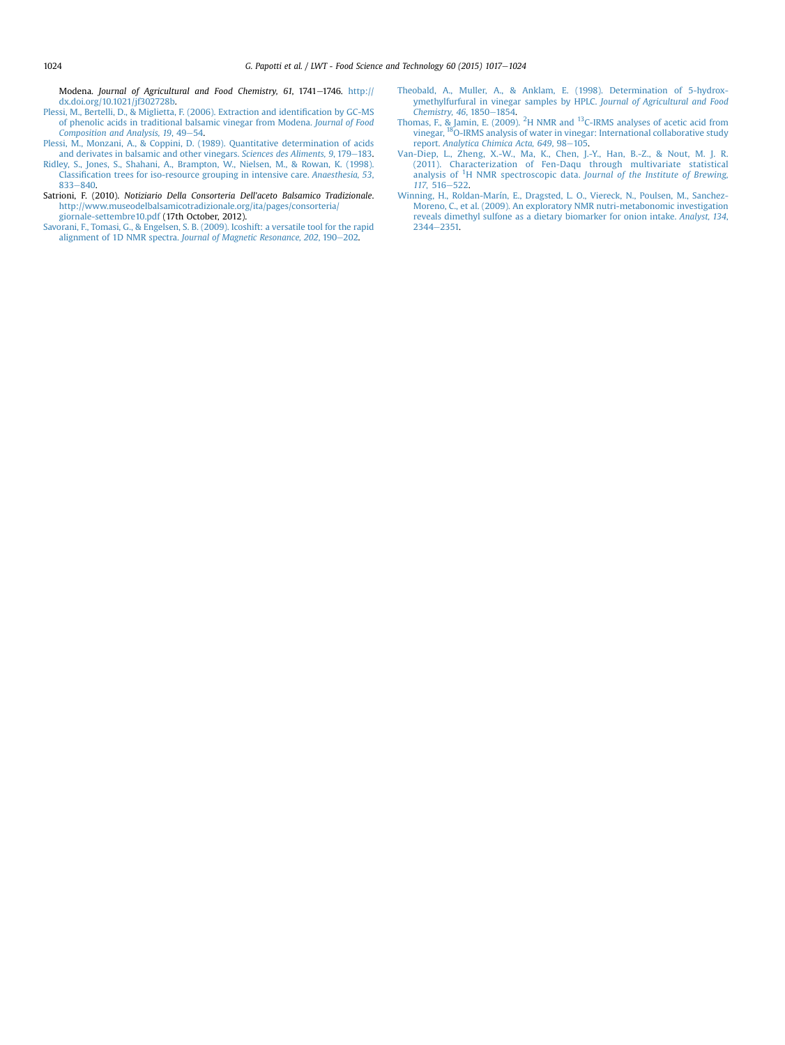Modena. *Journal of Agricultural and Food Chemistry, 61*, 1741–1746. http://dx.doi.org/10.1021/jf302728b.

Plessi, M., Bertelli, D., & Miglietta, F. (2006). Extraction and identification by GC-MS of phenolic acids in traditional balsamic vinegar from Modena. *Journal of Food Composition and Analysis, 19*, 49–54.

Plessi, M., Monzani, A., & Coppini, D. (1989). Quantitative determination of acids and derivates in balsamic and other vinegars. *Sciences des Aliments, 9*, 179–183.

Ridley, S., Jones, S., Shahani, A., Brampton, W., Nielsen, M., & Rowan, K. (1998). Classification trees for iso-resource grouping in intensive care. *Anaesthesia, 53*, 833–840.

Satrioni, F. (2010). *Notiziario Della Consorteria Dell'aceto Balsamico Tradizionale*. http://www.museodelbalsamicotradizionale.org/ita/pages/consorteria/giornale-settembre10.pdf (17th October, 2012).

Savorani, F., Tomasi, G., & Engelsen, S. B. (2009). Icoshift: a versatile tool for the rapid alignment of 1D NMR spectra. *Journal of Magnetic Resonance, 202*, 190–202.

Theobald, A., Muller, A., & Anklam, E. (1998). Determination of 5-hydroxymethylfurfural in vinegar samples by HPLC. *Journal of Agricultural and Food Chemistry, 46*, 1850–1854.

Thomas, F., & Jamin, E. (2009). $^{2}$H NMR and $^{13}$C-IRMS analyses of acetic acid from vinegar, $^{18}$O-IRMS analysis of water in vinegar: International collaborative study report. *Analytica Chimica Acta, 649*, 98–105.

Van-Diep, L., Zheng, X.-W., Ma, K., Chen, J.-Y., Han, B.-Z., & Nout, M. J. R. (2011). Characterization of Fen-Daqu through multivariate statistical analysis of $^{1}$H NMR spectroscopic data. *Journal of the Institute of Brewing, 117*, 516–522.

Winning, H., Roldan-Marín, E., Dragsted, L. O., Viereck, N., Poulsen, M., Sanchez-Moreno, C., et al. (2009). An exploratory NMR nutri-metabonomic investigation reveals dimethyl sulfone as a dietary biomarker for onion intake. *Analyst, 134*, 2344–2351.